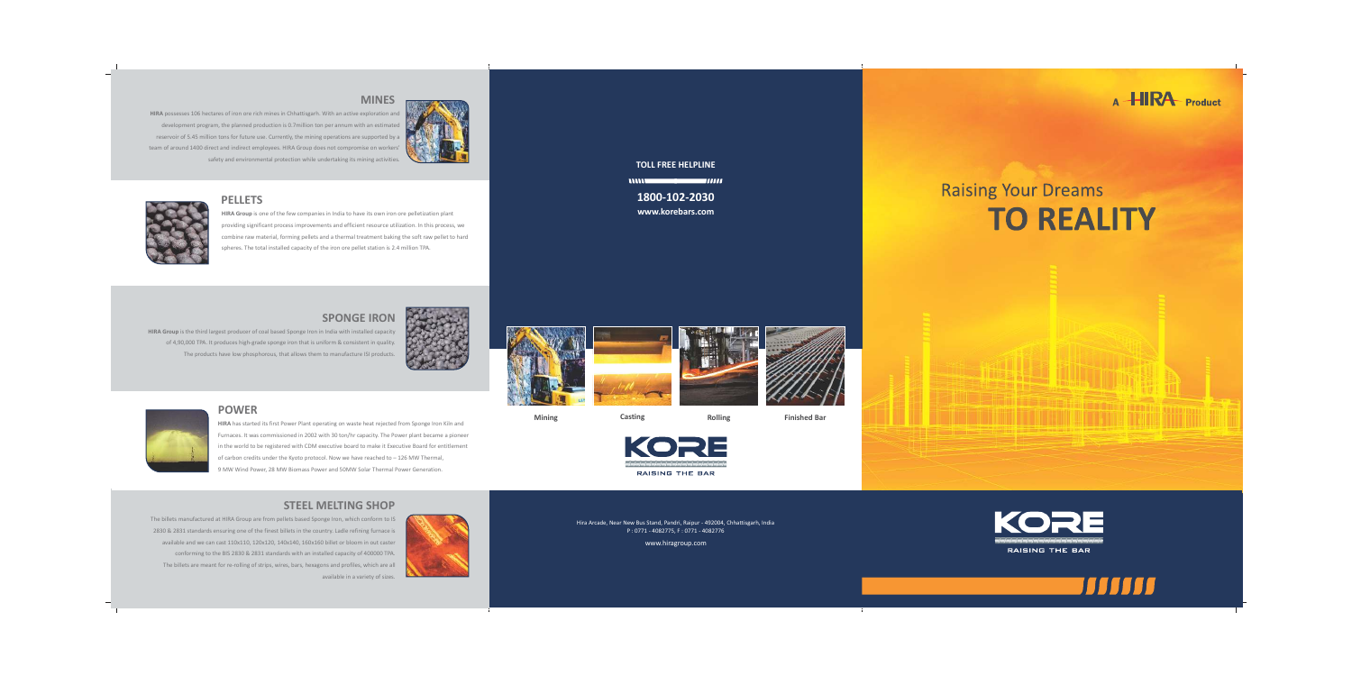## MINES

**HIRA** possesses 106 hectares of iron ore rich mines in Chhattisgarh. With an active exploration and development program, the planned production is 0.7million ton per annum with an estimated reservoir of 5.45 million tons for future use. Currently, the mining operations are supported by a team of around 1400 direct and indirect employees. HIRA Group does not compromise on workers' safety and environmental protection while undertaking its mining activities.

## PELLETS

**HIRA Group** is one of the few companies in India to have its own iron ore pelletization plant providing significant process improvements and efficient resource utilization. In this process, we combine raw material, forming pellets and a thermal treatment baking the soft raw pellet to hard spheres. The total installed capacity of the iron ore pellet station is 2.4 million TPA.

## SPONGE IRON

**HIRA Group** is the third largest producer of coal based Sponge Iron in India with installed capacity of 4,90,000 TPA. It produces high-grade sponge iron that is uniform & consistent in quality. The products have low phosphorous, that allows them to manufacture ISI products.

## POWER

**HIRA** has started its first Power Plant operating on waste heat rejected from Sponge Iron Kiln and Furnaces. It was commissioned in 2002 with 30 ton/hr capacity. The Power plant became a pioneer in the world to be registered with CDM executive board to make it Executive Board for entitlement of carbon credits under the Kyoto protocol. Now we have reached to – 126 MW Thermal, 9 MW Wind Power, 28 MW Biomass Power and 50MW Solar Thermal Power Generation.

## STEEL MELTING SHOP

The billets manufactured at HIRA Group are from pellets based Sponge Iron, which conform to IS 2830 & 2831 standards ensuring one of the finest billets in the country. Ladle refining furnace is available and we can cast 110x110, 120x120, 140x140, 160x160 billet or bloom in out caster conforming to the BIS 2830 & 2831 standards with an installed capacity of 406000 TPA. The billets are meant for re-rolling of strips, wires, bars, hexagons and profiles, which are all available in a variety of sizes.

**TOLL FREE HELPLINE**

**1800-102-2030**

**www.korebars.com**

**Mining** | **Casting** | **Rolling** | **Finished Bar**

KORE

RAISING THE BAR

Hira Arcade, Near New Bus Stand, Pandri, Raipur - 492004, Chhattisgarh, India
P : 0771 - 4082775, F : 0771 - 4082776

www.hiragroup.com

A HIRA Product

# Raising Your Dreams TO REALITY

KORE

RAISING THE BAR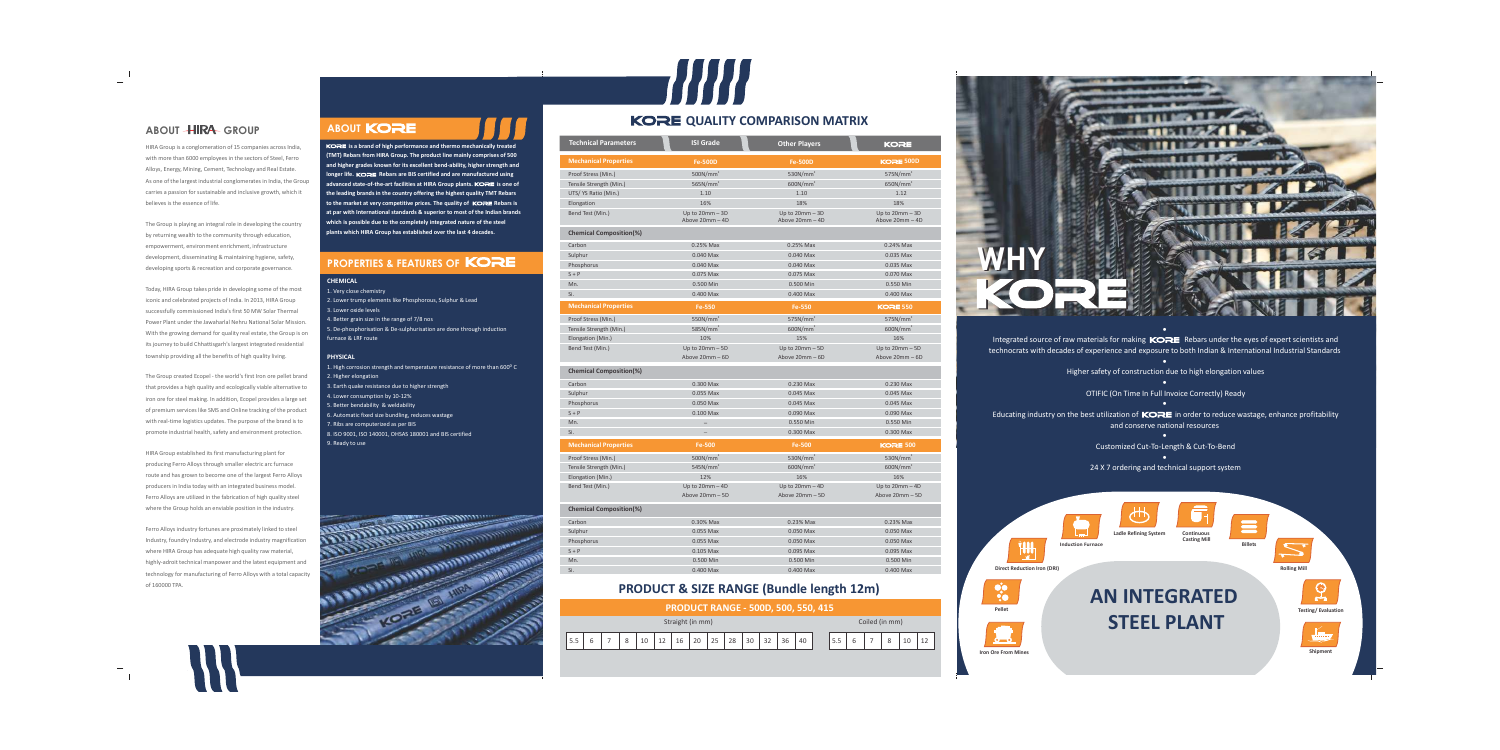## ABOUT HIRA GROUP

HIRA Group is a conglomeration of 15 companies across India, with more than 6000 employees in the sectors of Steel, Ferro Alloys, Energy, Mining, Cement, Technology and Real Estate. As one of the largest industrial conglomerates in India, the Group carries a passion for sustainable and inclusive growth, which it believes is the essence of life.

The Group is playing an integral role in developing the country by returning wealth to the community through education, empowerment, environment enrichment, infrastructure development, disseminating & maintaining hygiene, safety, developing sports & recreation and corporate governance.

Today, HIRA Group takes pride in developing some of the most iconic and celebrated projects of India. In 2013, HIRA Group successfully commissioned India's first 50 MW Solar Thermal Power Plant under the Jawaharlal Nehru National Solar Mission. With the growing demand for quality real estate, the Group is on its journey to build Chhattisgarh's largest integrated residential township providing all the benefits of high quality living.

The Group created Ecopel - the world's first iron ore pellet brand that provides a high quality and ecologically viable alternative to iron ore for steel making. In addition, Ecopel provides a large set of premium services like SMS and Online tracking of the product with real-time logistics updates. The purpose of the brand is to promote industrial health, safety and environment protection.

HIRA Group established its first manufacturing plant for producing Ferro Alloys through smaller electric arc furnace route and has grown to become one of the largest Ferro Alloys producers in India today with an integrated business model. Ferro Alloys are utilized in the fabrication of high quality steel where the Group holds an enviable position in the industry.

Ferro Alloys industry fortunes are proximately linked to steel industry, foundry industry, and electrode industry magnification where HIRA Group has adequate high quality raw material, highly-adroit technical manpower and the latest equipment and technology for manufacturing of Ferro Alloys with a total capacity of 160000 TPA.

## ABOUT KORE

**KORE is a brand of high performance and thermo mechanically treated (TMT) Rebars from HIRA Group. The product line mainly comprises of 500 and higher grades known for its excellent bend-ability, higher strength and longer life. KORE Rebars are BIS certified and are manufactured using advanced state-of-the-art facilities at HIRA Group plants. KORE is one of the leading brands in the country offering the highest quality TMT Rebars to the market at very competitive prices. The quality of KORE Rebars is at par with International standards & superior to most of the Indian brands which is possible due to the completely integrated nature of the steel plants which HIRA Group has established over the last 4 decades.**

## PROPERTIES & FEATURES OF KORE

**CHEMICAL**

1. Very close chemistry
2. Lower trump elements like Phosphorous, Sulphur & Lead
3. Lower oxide levels
4. Better grain size in the range of 7/8 nos
5. De-phosphorisation & De-sulphurisation are done through induction furnace & LRF route

**PHYSICAL**

1. High corrosion strength and temperature resistance of more than 600° C
2. Higher elongation
3. Earth quake resistance due to higher strength
4. Lower consumption by 10-12%
5. Better bendability & weldability
6. Automatic fixed size bundling, reduces wastage
7. Ribs are computerized as per BIS
8. ISO 9001, ISO 140001, OHSAS 180001 and BIS certified
9. Ready to use

## KORE QUALITY COMPARISON MATRIX

| Technical Parameters | ISI Grade | Other Players | KORE |
|---|---|---|---|
| **Mechanical Properties** | **Fe-500D** | **Fe-500D** | **KORE 500D** |
| Proof Stress (Min.) | 500N/mm² | 530N/mm² | 575N/mm² |
| Tensile Strength (Min.) | 565N/mm² | 600N/mm² | 650N/mm² |
| UTS/ YS Ratio (Min.) | 1.10 | 1.10 | 1.12 |
| Elongation | 16% | 18% | 18% |
| Bend Test (Min.) | Up to 20mm – 3D Above 20mm – 4D | Up to 20mm – 3D Above 20mm – 4D | Up to 20mm – 3D Above 20mm – 4D |
| **Chemical Composition(%)** | | | |
| Carbon | 0.25% Max | 0.25% Max | 0.24% Max |
| Sulphur | 0.040 Max | 0.040 Max | 0.035 Max |
| Phosphorus | 0.040 Max | 0.040 Max | 0.035 Max |
| S + P | 0.075 Max | 0.075 Max | 0.070 Max |
| Mn. | 0.500 Min | 0.500 Min | 0.550 Min |
| Si. | 0.400 Max | 0.400 Max | 0.400 Max |
| **Mechanical Properties** | **Fe-550** | **Fe-550** | **KORE 550** |
| Proof Stress (Min.) | 550N/mm² | 575N/mm² | 575N/mm² |
| Tensile Strength (Min.) | 585N/mm² | 600N/mm² | 600N/mm² |
| Elongation (Min.) | 10% | 15% | 16% |
| Bend Test (Min.) | Up to 20mm – 5D Above 20mm – 6D | Up to 20mm – 5D Above 20mm – 6D | Up to 20mm – 5D Above 20mm – 6D |
| **Chemical Composition(%)** | | | |
| Carbon | 0.300 Max | 0.230 Max | 0.230 Max |
| Sulphur | 0.055 Max | 0.045 Max | 0.045 Max |
| Phosphorus | 0.050 Max | 0.045 Max | 0.045 Max |
| S + P | 0.100 Max | 0.090 Max | 0.090 Max |
| Mn. | – | 0.550 Min | 0.550 Min |
| Si. | – | 0.300 Max | 0.300 Max |
| **Mechanical Properties** | **Fe-500** | **Fe-500** | **KORE 500** |
| Proof Stress (Min.) | 500N/mm² | 530N/mm² | 530N/mm² |
| Tensile Strength (Min.) | 545N/mm² | 600N/mm² | 600N/mm² |
| Elongation (Min.) | 12% | 16% | 16% |
| Bend Test (Min.) | Up to 20mm – 4D Above 20mm – 5D | Up to 20mm – 5D Above 20mm – 5D | Up to 20mm – 4D Above 20mm – 5D |
| **Chemical Composition(%)** | | | |
| Carbon | 0.30% Max | 0.23% Max | 0.23% Max |
| Sulphur | 0.055 Max | 0.050 Max | 0.050 Max |
| Phosphorus | 0.055 Max | 0.050 Max | 0.050 Max |
| S + P | 0.105 Max | 0.095 Max | 0.095 Max |
| Mn. | 0.500 Min | 0.500 Min | 0.500 Min |
| Si. | 0.400 Max | 0.400 Max | 0.400 Max |

## PRODUCT & SIZE RANGE (Bundle length 12m)

**PRODUCT RANGE - 500D, 500, 550, 415**

| Straight (in mm) | | | | | | | | | | | | | | Coiled (in mm) | | | | | |
|---|---|---|---|---|---|---|---|---|---|---|---|---|---|---|---|---|---|---|---|
| 5.5 | 6 | 7 | 8 | 10 | 12 | 16 | 20 | 25 | 28 | 30 | 32 | 36 | 40 | 5.5 | 6 | 7 | 8 | 10 | 12 |

## WHY KORE

- Integrated source of raw materials for making KORE Rebars under the eyes of expert scientists and technocrats with decades of experience and exposure to both Indian & International Industrial Standards
- Higher safety of construction due to high elongation values
- OTIFIC (On Time In Full Invoice Correctly) Ready
- Educating industry on the best utilization of KORE in order to reduce wastage, enhance profitability and conserve national resources
- Customized Cut-To-Length & Cut-To-Bend
- 24 X 7 ordering and technical support system

## AN INTEGRATED STEEL PLANT

Iron Ore From Mines

Pellet

Direct Reduction Iron (DRI)

Induction Furnace

Ladle Refining System

Continuous Casting Mill

Billets

Rolling Mill

Testing/ Evaluation

Shipment